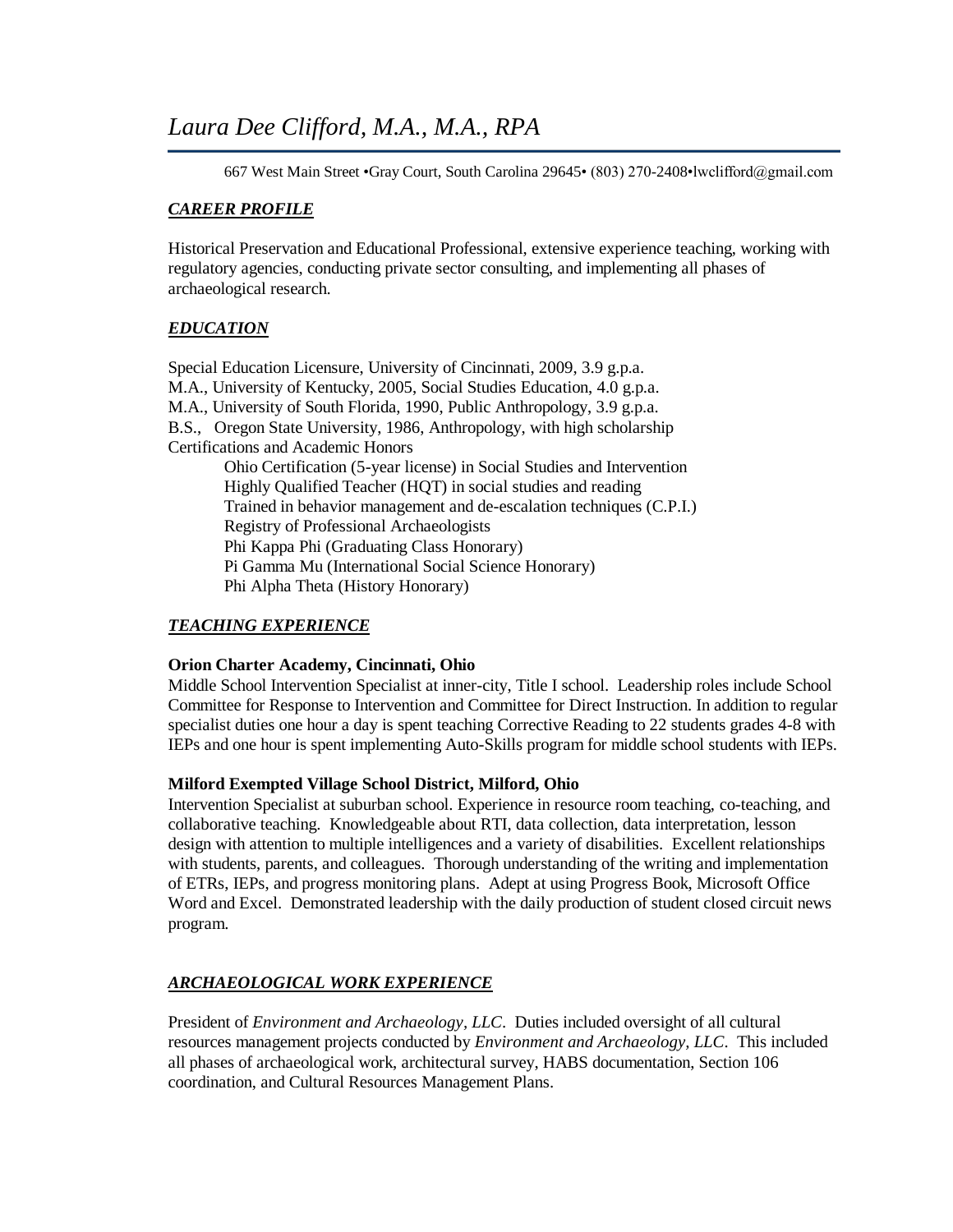# *Laura Dee Clifford, M.A., M.A., RPA*

667 West Main Street •Gray Court, South Carolina 29645• (803) 270-2408•lwclifford@gmail.com

## ***CAREER PROFILE***

Historical Preservation and Educational Professional, extensive experience teaching, working with regulatory agencies, conducting private sector consulting, and implementing all phases of archaeological research.

## ***EDUCATION***

Special Education Licensure, University of Cincinnati, 2009, 3.9 g.p.a.
M.A., University of Kentucky, 2005, Social Studies Education, 4.0 g.p.a.
M.A., University of South Florida, 1990, Public Anthropology, 3.9 g.p.a.
B.S., Oregon State University, 1986, Anthropology, with high scholarship
Certifications and Academic Honors

- Ohio Certification (5-year license) in Social Studies and Intervention
- Highly Qualified Teacher (HQT) in social studies and reading
- Trained in behavior management and de-escalation techniques (C.P.I.)
- Registry of Professional Archaeologists
- Phi Kappa Phi (Graduating Class Honorary)
- Pi Gamma Mu (International Social Science Honorary)
- Phi Alpha Theta (History Honorary)

## ***TEACHING EXPERIENCE***

**Orion Charter Academy, Cincinnati, Ohio**
Middle School Intervention Specialist at inner-city, Title I school. Leadership roles include School Committee for Response to Intervention and Committee for Direct Instruction. In addition to regular specialist duties one hour a day is spent teaching Corrective Reading to 22 students grades 4-8 with IEPs and one hour is spent implementing Auto-Skills program for middle school students with IEPs.

**Milford Exempted Village School District, Milford, Ohio**
Intervention Specialist at suburban school. Experience in resource room teaching, co-teaching, and collaborative teaching. Knowledgeable about RTI, data collection, data interpretation, lesson design with attention to multiple intelligences and a variety of disabilities. Excellent relationships with students, parents, and colleagues. Thorough understanding of the writing and implementation of ETRs, IEPs, and progress monitoring plans. Adept at using Progress Book, Microsoft Office Word and Excel. Demonstrated leadership with the daily production of student closed circuit news program.

## ***ARCHAEOLOGICAL WORK EXPERIENCE***

President of *Environment and Archaeology, LLC*. Duties included oversight of all cultural resources management projects conducted by *Environment and Archaeology, LLC*. This included all phases of archaeological work, architectural survey, HABS documentation, Section 106 coordination, and Cultural Resources Management Plans.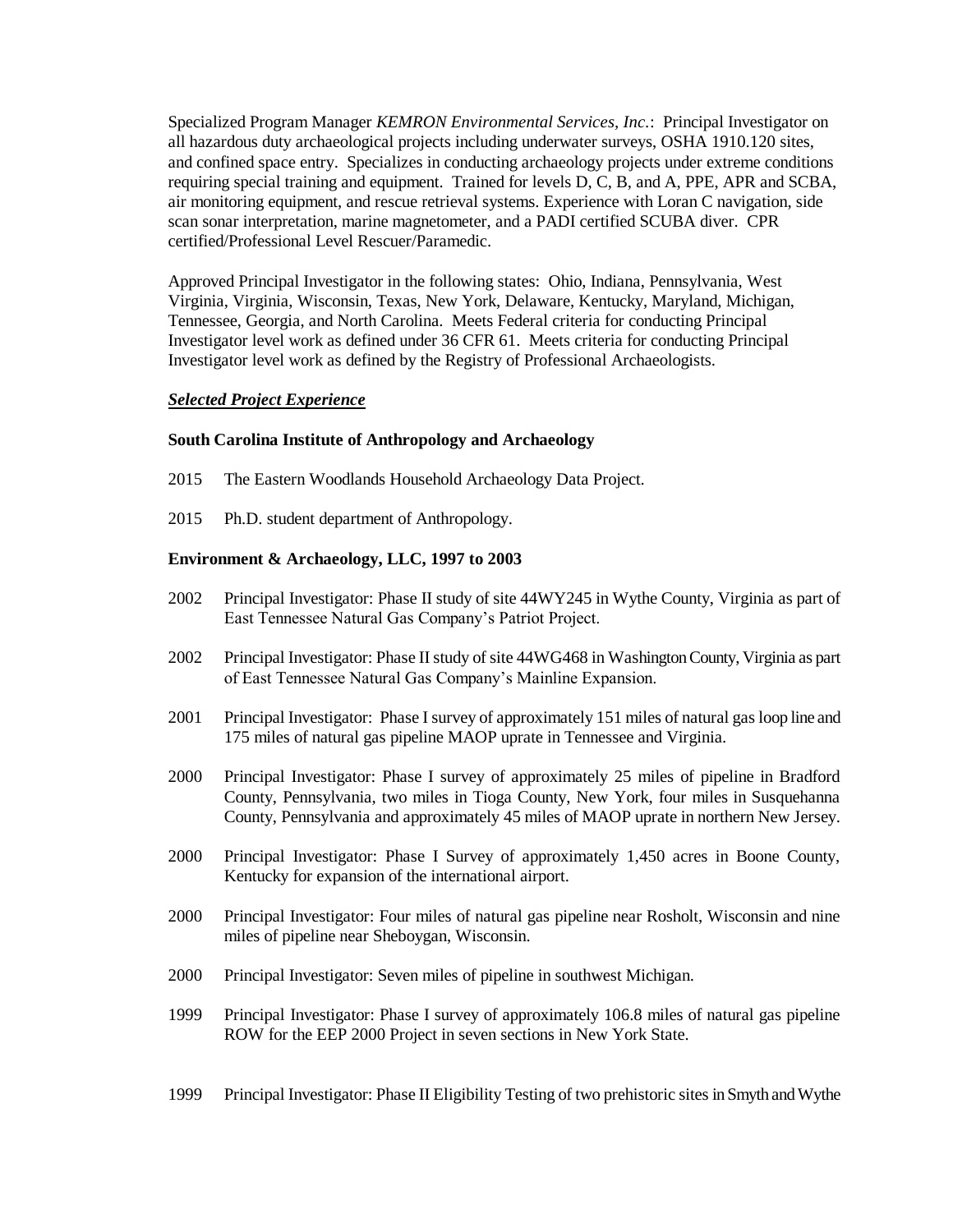Specialized Program Manager *KEMRON Environmental Services, Inc.*: Principal Investigator on all hazardous duty archaeological projects including underwater surveys, OSHA 1910.120 sites, and confined space entry. Specializes in conducting archaeology projects under extreme conditions requiring special training and equipment. Trained for levels D, C, B, and A, PPE, APR and SCBA, air monitoring equipment, and rescue retrieval systems. Experience with Loran C navigation, side scan sonar interpretation, marine magnetometer, and a PADI certified SCUBA diver. CPR certified/Professional Level Rescuer/Paramedic.

Approved Principal Investigator in the following states: Ohio, Indiana, Pennsylvania, West Virginia, Virginia, Wisconsin, Texas, New York, Delaware, Kentucky, Maryland, Michigan, Tennessee, Georgia, and North Carolina. Meets Federal criteria for conducting Principal Investigator level work as defined under 36 CFR 61. Meets criteria for conducting Principal Investigator level work as defined by the Registry of Professional Archaeologists.

***Selected Project Experience***

**South Carolina Institute of Anthropology and Archaeology**

2015 The Eastern Woodlands Household Archaeology Data Project.

2015 Ph.D. student department of Anthropology.

**Environment & Archaeology, LLC, 1997 to 2003**

2002 Principal Investigator: Phase II study of site 44WY245 in Wythe County, Virginia as part of East Tennessee Natural Gas Company's Patriot Project.

2002 Principal Investigator: Phase II study of site 44WG468 in Washington County, Virginia as part of East Tennessee Natural Gas Company's Mainline Expansion.

2001 Principal Investigator: Phase I survey of approximately 151 miles of natural gas loop line and 175 miles of natural gas pipeline MAOP uprate in Tennessee and Virginia.

2000 Principal Investigator: Phase I survey of approximately 25 miles of pipeline in Bradford County, Pennsylvania, two miles in Tioga County, New York, four miles in Susquehanna County, Pennsylvania and approximately 45 miles of MAOP uprate in northern New Jersey.

2000 Principal Investigator: Phase I Survey of approximately 1,450 acres in Boone County, Kentucky for expansion of the international airport.

2000 Principal Investigator: Four miles of natural gas pipeline near Rosholt, Wisconsin and nine miles of pipeline near Sheboygan, Wisconsin.

2000 Principal Investigator: Seven miles of pipeline in southwest Michigan.

1999 Principal Investigator: Phase I survey of approximately 106.8 miles of natural gas pipeline ROW for the EEP 2000 Project in seven sections in New York State.

1999 Principal Investigator: Phase II Eligibility Testing of two prehistoric sites in Smyth and Wythe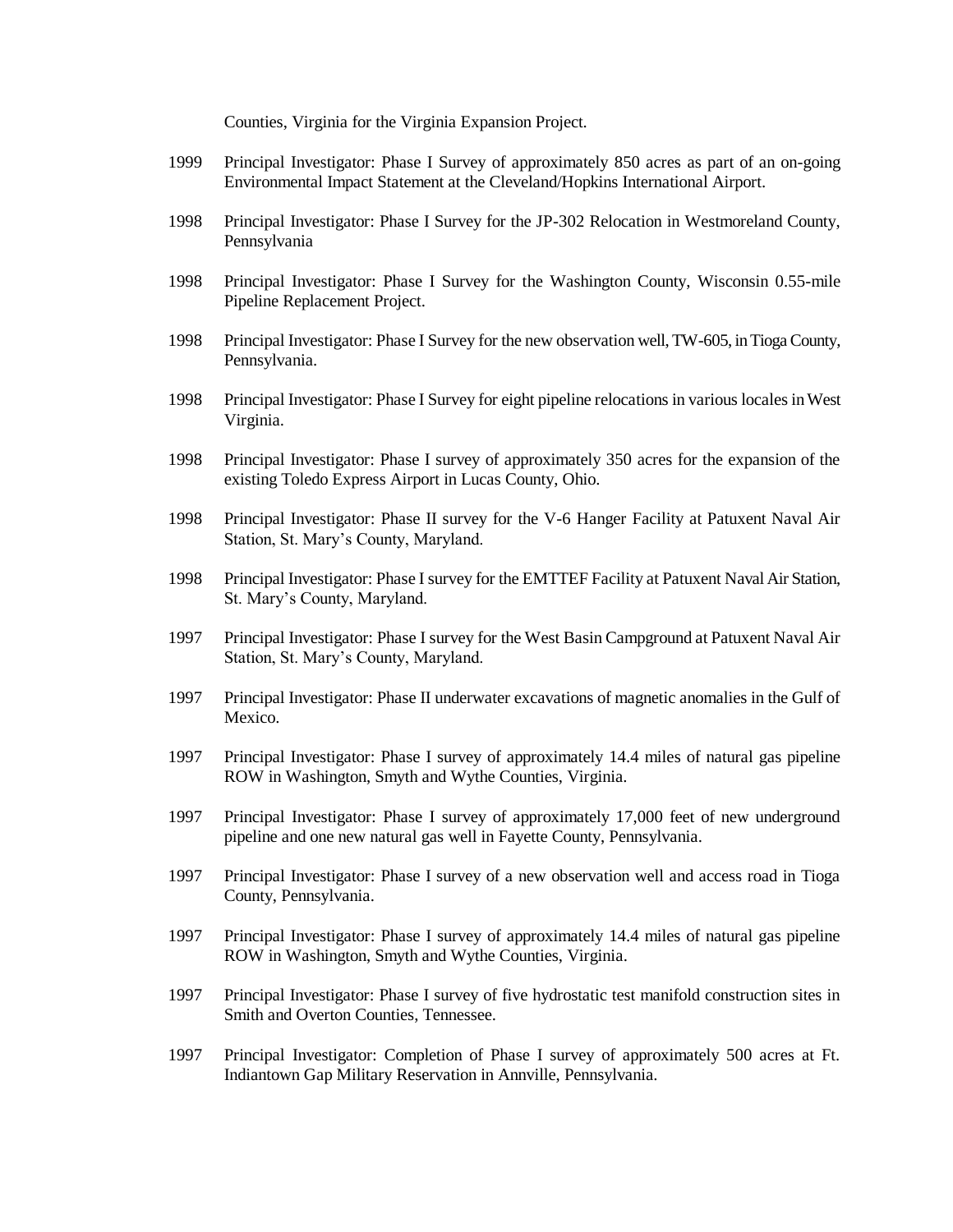Counties, Virginia for the Virginia Expansion Project.

1999 Principal Investigator: Phase I Survey of approximately 850 acres as part of an on-going Environmental Impact Statement at the Cleveland/Hopkins International Airport.

1998 Principal Investigator: Phase I Survey for the JP-302 Relocation in Westmoreland County, Pennsylvania

1998 Principal Investigator: Phase I Survey for the Washington County, Wisconsin 0.55-mile Pipeline Replacement Project.

1998 Principal Investigator: Phase I Survey for the new observation well, TW-605, in Tioga County, Pennsylvania.

1998 Principal Investigator: Phase I Survey for eight pipeline relocations in various locales in West Virginia.

1998 Principal Investigator: Phase I survey of approximately 350 acres for the expansion of the existing Toledo Express Airport in Lucas County, Ohio.

1998 Principal Investigator: Phase II survey for the V-6 Hanger Facility at Patuxent Naval Air Station, St. Mary's County, Maryland.

1998 Principal Investigator: Phase I survey for the EMTTEF Facility at Patuxent Naval Air Station, St. Mary's County, Maryland.

1997 Principal Investigator: Phase I survey for the West Basin Campground at Patuxent Naval Air Station, St. Mary's County, Maryland.

1997 Principal Investigator: Phase II underwater excavations of magnetic anomalies in the Gulf of Mexico.

1997 Principal Investigator: Phase I survey of approximately 14.4 miles of natural gas pipeline ROW in Washington, Smyth and Wythe Counties, Virginia.

1997 Principal Investigator: Phase I survey of approximately 17,000 feet of new underground pipeline and one new natural gas well in Fayette County, Pennsylvania.

1997 Principal Investigator: Phase I survey of a new observation well and access road in Tioga County, Pennsylvania.

1997 Principal Investigator: Phase I survey of approximately 14.4 miles of natural gas pipeline ROW in Washington, Smyth and Wythe Counties, Virginia.

1997 Principal Investigator: Phase I survey of five hydrostatic test manifold construction sites in Smith and Overton Counties, Tennessee.

1997 Principal Investigator: Completion of Phase I survey of approximately 500 acres at Ft. Indiantown Gap Military Reservation in Annville, Pennsylvania.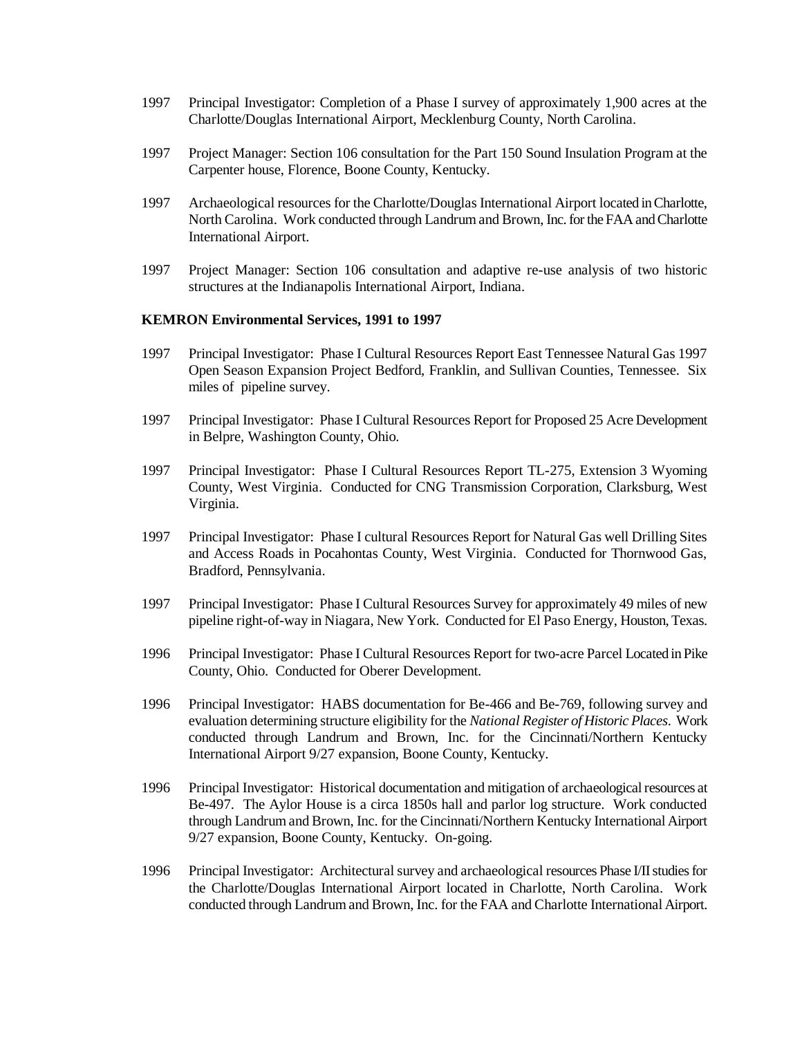1997 Principal Investigator: Completion of a Phase I survey of approximately 1,900 acres at the Charlotte/Douglas International Airport, Mecklenburg County, North Carolina.

1997 Project Manager: Section 106 consultation for the Part 150 Sound Insulation Program at the Carpenter house, Florence, Boone County, Kentucky.

1997 Archaeological resources for the Charlotte/Douglas International Airport located in Charlotte, North Carolina. Work conducted through Landrum and Brown, Inc. for the FAA and Charlotte International Airport.

1997 Project Manager: Section 106 consultation and adaptive re-use analysis of two historic structures at the Indianapolis International Airport, Indiana.

**KEMRON Environmental Services, 1991 to 1997**

1997 Principal Investigator: Phase I Cultural Resources Report East Tennessee Natural Gas 1997 Open Season Expansion Project Bedford, Franklin, and Sullivan Counties, Tennessee. Six miles of pipeline survey.

1997 Principal Investigator: Phase I Cultural Resources Report for Proposed 25 Acre Development in Belpre, Washington County, Ohio.

1997 Principal Investigator: Phase I Cultural Resources Report TL-275, Extension 3 Wyoming County, West Virginia. Conducted for CNG Transmission Corporation, Clarksburg, West Virginia.

1997 Principal Investigator: Phase I cultural Resources Report for Natural Gas well Drilling Sites and Access Roads in Pocahontas County, West Virginia. Conducted for Thornwood Gas, Bradford, Pennsylvania.

1997 Principal Investigator: Phase I Cultural Resources Survey for approximately 49 miles of new pipeline right-of-way in Niagara, New York. Conducted for El Paso Energy, Houston, Texas.

1996 Principal Investigator: Phase I Cultural Resources Report for two-acre Parcel Located in Pike County, Ohio. Conducted for Oberer Development.

1996 Principal Investigator: HABS documentation for Be-466 and Be-769, following survey and evaluation determining structure eligibility for the *National Register of Historic Places*. Work conducted through Landrum and Brown, Inc. for the Cincinnati/Northern Kentucky International Airport 9/27 expansion, Boone County, Kentucky.

1996 Principal Investigator: Historical documentation and mitigation of archaeological resources at Be-497. The Aylor House is a circa 1850s hall and parlor log structure. Work conducted through Landrum and Brown, Inc. for the Cincinnati/Northern Kentucky International Airport 9/27 expansion, Boone County, Kentucky. On-going.

1996 Principal Investigator: Architectural survey and archaeological resources Phase I/II studies for the Charlotte/Douglas International Airport located in Charlotte, North Carolina. Work conducted through Landrum and Brown, Inc. for the FAA and Charlotte International Airport.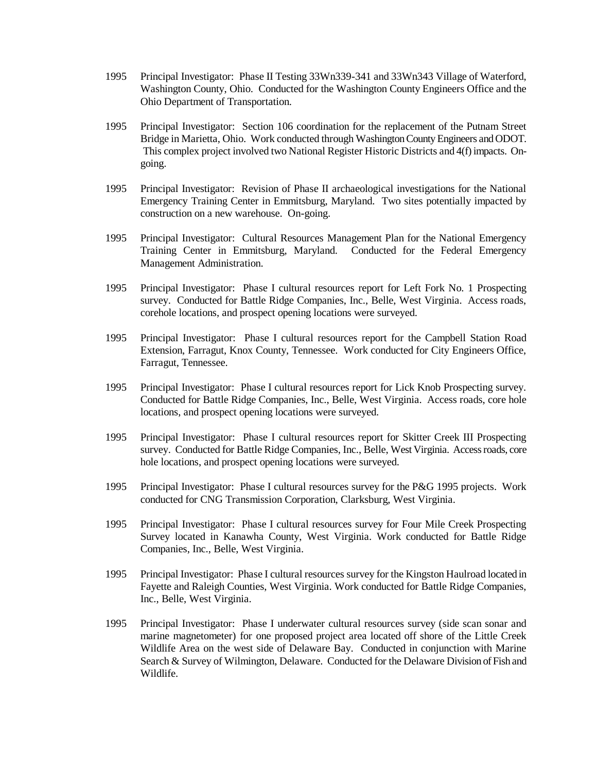1995 Principal Investigator: Phase II Testing 33Wn339-341 and 33Wn343 Village of Waterford, Washington County, Ohio. Conducted for the Washington County Engineers Office and the Ohio Department of Transportation.

1995 Principal Investigator: Section 106 coordination for the replacement of the Putnam Street Bridge in Marietta, Ohio. Work conducted through Washington County Engineers and ODOT. This complex project involved two National Register Historic Districts and 4(f) impacts. On-going.

1995 Principal Investigator: Revision of Phase II archaeological investigations for the National Emergency Training Center in Emmitsburg, Maryland. Two sites potentially impacted by construction on a new warehouse. On-going.

1995 Principal Investigator: Cultural Resources Management Plan for the National Emergency Training Center in Emmitsburg, Maryland. Conducted for the Federal Emergency Management Administration.

1995 Principal Investigator: Phase I cultural resources report for Left Fork No. 1 Prospecting survey. Conducted for Battle Ridge Companies, Inc., Belle, West Virginia. Access roads, corehole locations, and prospect opening locations were surveyed.

1995 Principal Investigator: Phase I cultural resources report for the Campbell Station Road Extension, Farragut, Knox County, Tennessee. Work conducted for City Engineers Office, Farragut, Tennessee.

1995 Principal Investigator: Phase I cultural resources report for Lick Knob Prospecting survey. Conducted for Battle Ridge Companies, Inc., Belle, West Virginia. Access roads, core hole locations, and prospect opening locations were surveyed.

1995 Principal Investigator: Phase I cultural resources report for Skitter Creek III Prospecting survey. Conducted for Battle Ridge Companies, Inc., Belle, West Virginia. Access roads, core hole locations, and prospect opening locations were surveyed.

1995 Principal Investigator: Phase I cultural resources survey for the P&G 1995 projects. Work conducted for CNG Transmission Corporation, Clarksburg, West Virginia.

1995 Principal Investigator: Phase I cultural resources survey for Four Mile Creek Prospecting Survey located in Kanawha County, West Virginia. Work conducted for Battle Ridge Companies, Inc., Belle, West Virginia.

1995 Principal Investigator: Phase I cultural resources survey for the Kingston Haulroad located in Fayette and Raleigh Counties, West Virginia. Work conducted for Battle Ridge Companies, Inc., Belle, West Virginia.

1995 Principal Investigator: Phase I underwater cultural resources survey (side scan sonar and marine magnetometer) for one proposed project area located off shore of the Little Creek Wildlife Area on the west side of Delaware Bay. Conducted in conjunction with Marine Search & Survey of Wilmington, Delaware. Conducted for the Delaware Division of Fish and Wildlife.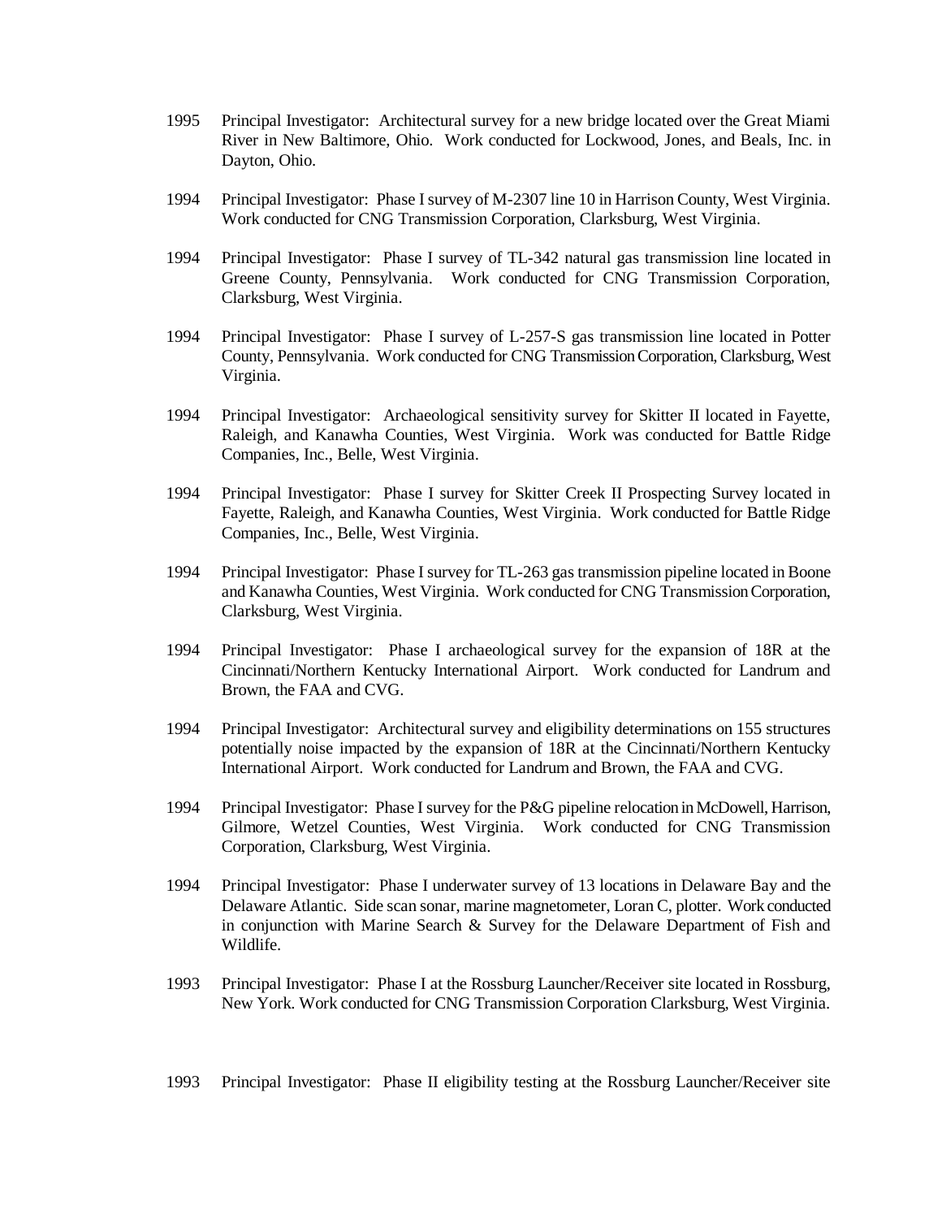1995 Principal Investigator: Architectural survey for a new bridge located over the Great Miami River in New Baltimore, Ohio. Work conducted for Lockwood, Jones, and Beals, Inc. in Dayton, Ohio.

1994 Principal Investigator: Phase I survey of M-2307 line 10 in Harrison County, West Virginia. Work conducted for CNG Transmission Corporation, Clarksburg, West Virginia.

1994 Principal Investigator: Phase I survey of TL-342 natural gas transmission line located in Greene County, Pennsylvania. Work conducted for CNG Transmission Corporation, Clarksburg, West Virginia.

1994 Principal Investigator: Phase I survey of L-257-S gas transmission line located in Potter County, Pennsylvania. Work conducted for CNG Transmission Corporation, Clarksburg, West Virginia.

1994 Principal Investigator: Archaeological sensitivity survey for Skitter II located in Fayette, Raleigh, and Kanawha Counties, West Virginia. Work was conducted for Battle Ridge Companies, Inc., Belle, West Virginia.

1994 Principal Investigator: Phase I survey for Skitter Creek II Prospecting Survey located in Fayette, Raleigh, and Kanawha Counties, West Virginia. Work conducted for Battle Ridge Companies, Inc., Belle, West Virginia.

1994 Principal Investigator: Phase I survey for TL-263 gas transmission pipeline located in Boone and Kanawha Counties, West Virginia. Work conducted for CNG Transmission Corporation, Clarksburg, West Virginia.

1994 Principal Investigator: Phase I archaeological survey for the expansion of 18R at the Cincinnati/Northern Kentucky International Airport. Work conducted for Landrum and Brown, the FAA and CVG.

1994 Principal Investigator: Architectural survey and eligibility determinations on 155 structures potentially noise impacted by the expansion of 18R at the Cincinnati/Northern Kentucky International Airport. Work conducted for Landrum and Brown, the FAA and CVG.

1994 Principal Investigator: Phase I survey for the P&G pipeline relocation in McDowell, Harrison, Gilmore, Wetzel Counties, West Virginia. Work conducted for CNG Transmission Corporation, Clarksburg, West Virginia.

1994 Principal Investigator: Phase I underwater survey of 13 locations in Delaware Bay and the Delaware Atlantic. Side scan sonar, marine magnetometer, Loran C, plotter. Work conducted in conjunction with Marine Search & Survey for the Delaware Department of Fish and Wildlife.

1993 Principal Investigator: Phase I at the Rossburg Launcher/Receiver site located in Rossburg, New York. Work conducted for CNG Transmission Corporation Clarksburg, West Virginia.

1993 Principal Investigator: Phase II eligibility testing at the Rossburg Launcher/Receiver site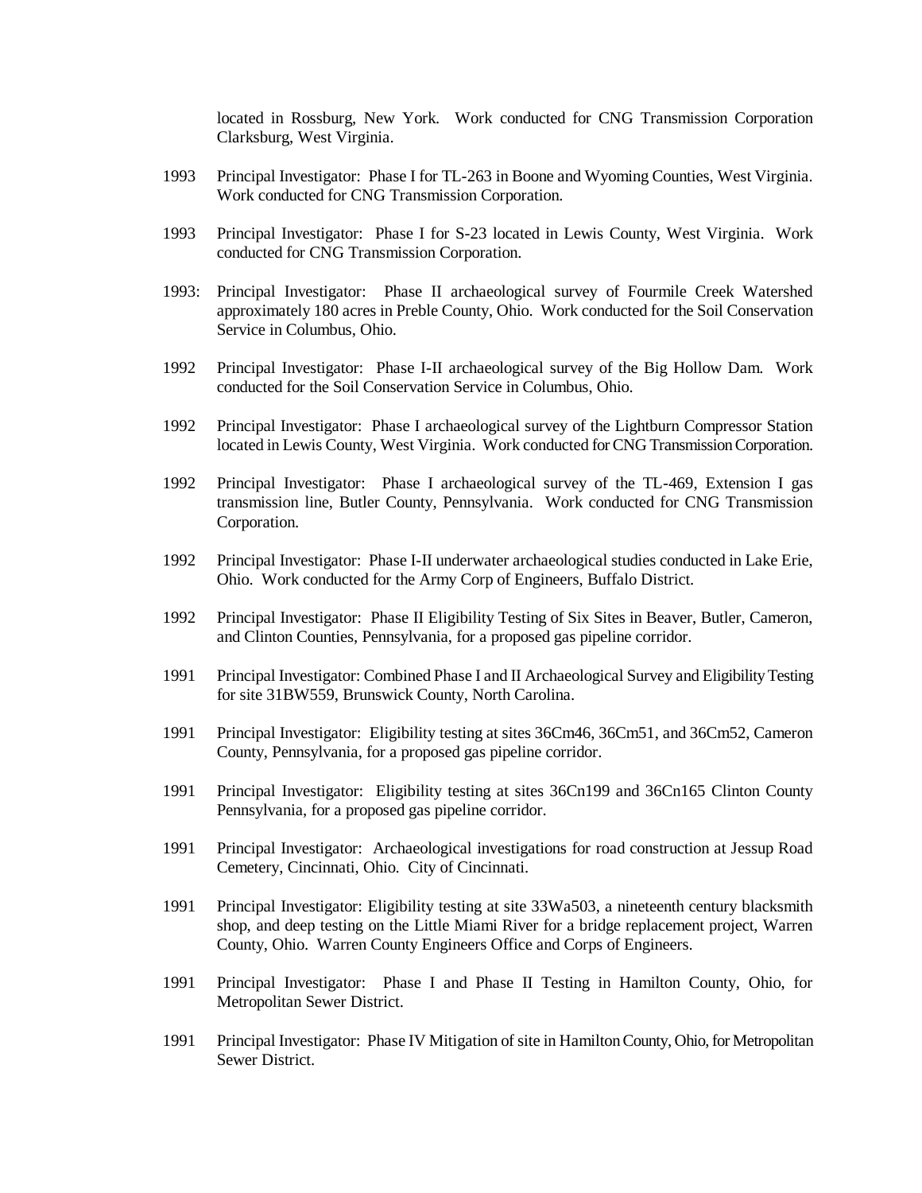located in Rossburg, New York. Work conducted for CNG Transmission Corporation Clarksburg, West Virginia.

1993 Principal Investigator: Phase I for TL-263 in Boone and Wyoming Counties, West Virginia. Work conducted for CNG Transmission Corporation.

1993 Principal Investigator: Phase I for S-23 located in Lewis County, West Virginia. Work conducted for CNG Transmission Corporation.

1993: Principal Investigator: Phase II archaeological survey of Fourmile Creek Watershed approximately 180 acres in Preble County, Ohio. Work conducted for the Soil Conservation Service in Columbus, Ohio.

1992 Principal Investigator: Phase I-II archaeological survey of the Big Hollow Dam. Work conducted for the Soil Conservation Service in Columbus, Ohio.

1992 Principal Investigator: Phase I archaeological survey of the Lightburn Compressor Station located in Lewis County, West Virginia. Work conducted for CNG Transmission Corporation.

1992 Principal Investigator: Phase I archaeological survey of the TL-469, Extension I gas transmission line, Butler County, Pennsylvania. Work conducted for CNG Transmission Corporation.

1992 Principal Investigator: Phase I-II underwater archaeological studies conducted in Lake Erie, Ohio. Work conducted for the Army Corp of Engineers, Buffalo District.

1992 Principal Investigator: Phase II Eligibility Testing of Six Sites in Beaver, Butler, Cameron, and Clinton Counties, Pennsylvania, for a proposed gas pipeline corridor.

1991 Principal Investigator: Combined Phase I and II Archaeological Survey and Eligibility Testing for site 31BW559, Brunswick County, North Carolina.

1991 Principal Investigator: Eligibility testing at sites 36Cm46, 36Cm51, and 36Cm52, Cameron County, Pennsylvania, for a proposed gas pipeline corridor.

1991 Principal Investigator: Eligibility testing at sites 36Cn199 and 36Cn165 Clinton County Pennsylvania, for a proposed gas pipeline corridor.

1991 Principal Investigator: Archaeological investigations for road construction at Jessup Road Cemetery, Cincinnati, Ohio. City of Cincinnati.

1991 Principal Investigator: Eligibility testing at site 33Wa503, a nineteenth century blacksmith shop, and deep testing on the Little Miami River for a bridge replacement project, Warren County, Ohio. Warren County Engineers Office and Corps of Engineers.

1991 Principal Investigator: Phase I and Phase II Testing in Hamilton County, Ohio, for Metropolitan Sewer District.

1991 Principal Investigator: Phase IV Mitigation of site in Hamilton County, Ohio, for Metropolitan Sewer District.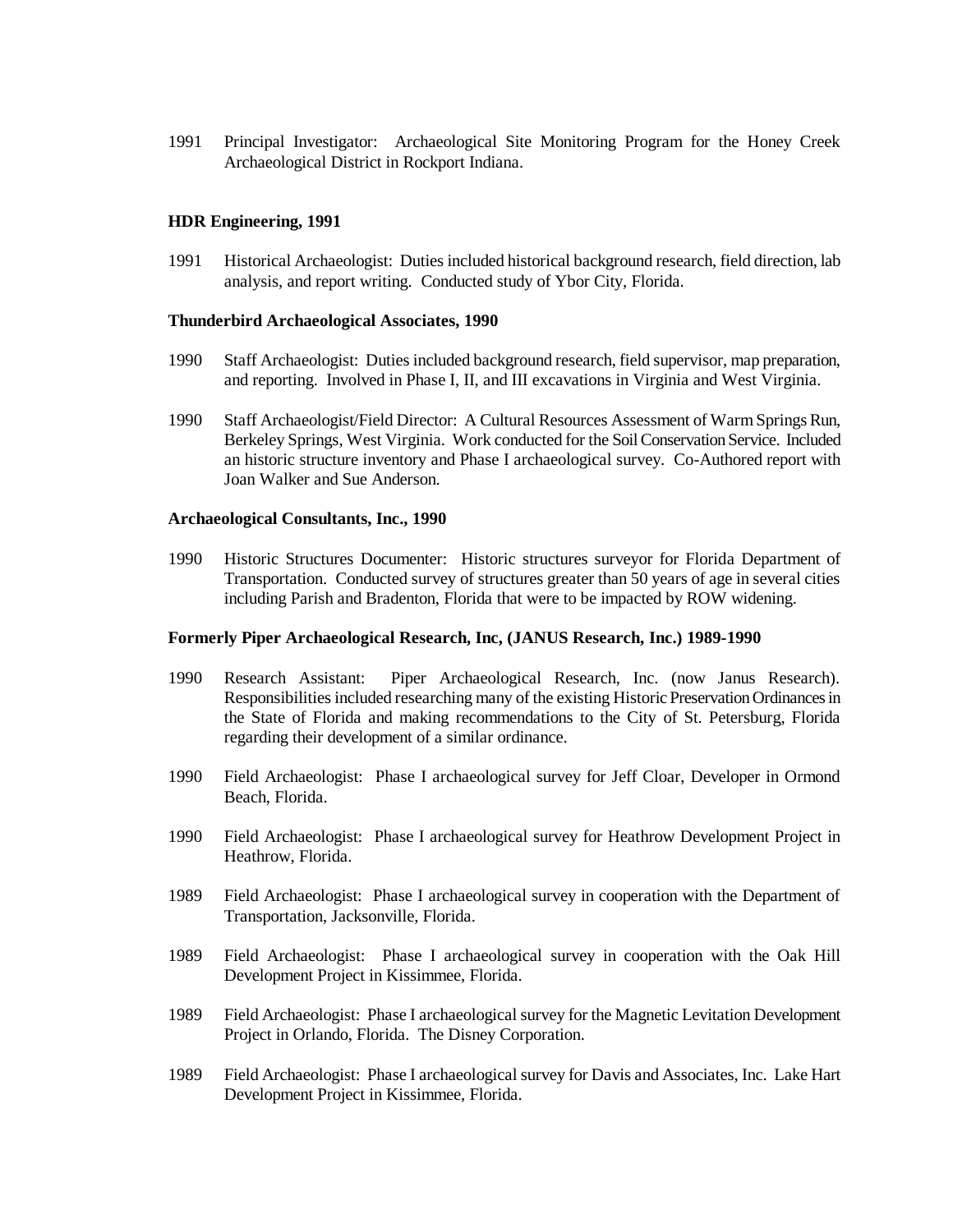1991 Principal Investigator: Archaeological Site Monitoring Program for the Honey Creek Archaeological District in Rockport Indiana.

**HDR Engineering, 1991**

1991 Historical Archaeologist: Duties included historical background research, field direction, lab analysis, and report writing. Conducted study of Ybor City, Florida.

**Thunderbird Archaeological Associates, 1990**

1990 Staff Archaeologist: Duties included background research, field supervisor, map preparation, and reporting. Involved in Phase I, II, and III excavations in Virginia and West Virginia.

1990 Staff Archaeologist/Field Director: A Cultural Resources Assessment of Warm Springs Run, Berkeley Springs, West Virginia. Work conducted for the Soil Conservation Service. Included an historic structure inventory and Phase I archaeological survey. Co-Authored report with Joan Walker and Sue Anderson.

**Archaeological Consultants, Inc., 1990**

1990 Historic Structures Documenter: Historic structures surveyor for Florida Department of Transportation. Conducted survey of structures greater than 50 years of age in several cities including Parish and Bradenton, Florida that were to be impacted by ROW widening.

**Formerly Piper Archaeological Research, Inc, (JANUS Research, Inc.) 1989-1990**

1990 Research Assistant: Piper Archaeological Research, Inc. (now Janus Research). Responsibilities included researching many of the existing Historic Preservation Ordinances in the State of Florida and making recommendations to the City of St. Petersburg, Florida regarding their development of a similar ordinance.

1990 Field Archaeologist: Phase I archaeological survey for Jeff Cloar, Developer in Ormond Beach, Florida.

1990 Field Archaeologist: Phase I archaeological survey for Heathrow Development Project in Heathrow, Florida.

1989 Field Archaeologist: Phase I archaeological survey in cooperation with the Department of Transportation, Jacksonville, Florida.

1989 Field Archaeologist: Phase I archaeological survey in cooperation with the Oak Hill Development Project in Kissimmee, Florida.

1989 Field Archaeologist: Phase I archaeological survey for the Magnetic Levitation Development Project in Orlando, Florida. The Disney Corporation.

1989 Field Archaeologist: Phase I archaeological survey for Davis and Associates, Inc. Lake Hart Development Project in Kissimmee, Florida.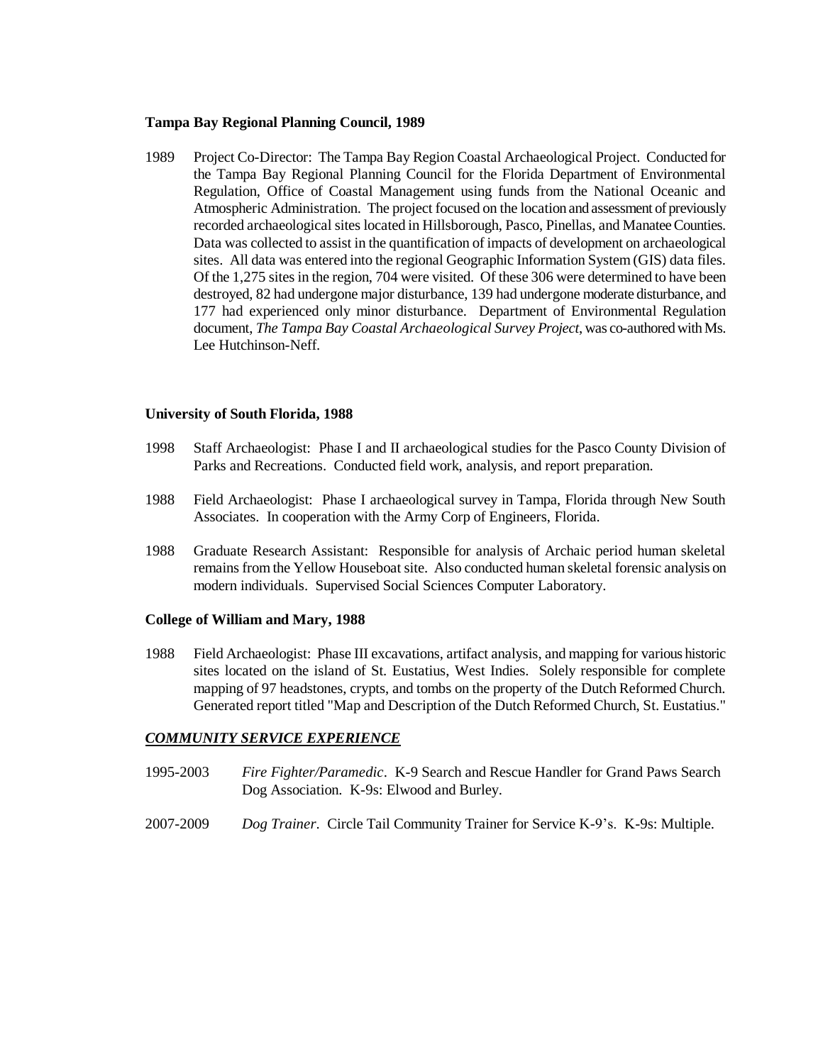**Tampa Bay Regional Planning Council, 1989**

1989 Project Co-Director: The Tampa Bay Region Coastal Archaeological Project. Conducted for the Tampa Bay Regional Planning Council for the Florida Department of Environmental Regulation, Office of Coastal Management using funds from the National Oceanic and Atmospheric Administration. The project focused on the location and assessment of previously recorded archaeological sites located in Hillsborough, Pasco, Pinellas, and Manatee Counties. Data was collected to assist in the quantification of impacts of development on archaeological sites. All data was entered into the regional Geographic Information System (GIS) data files. Of the 1,275 sites in the region, 704 were visited. Of these 306 were determined to have been destroyed, 82 had undergone major disturbance, 139 had undergone moderate disturbance, and 177 had experienced only minor disturbance. Department of Environmental Regulation document, *The Tampa Bay Coastal Archaeological Survey Project*, was co-authored with Ms. Lee Hutchinson-Neff.

**University of South Florida, 1988**

1998 Staff Archaeologist: Phase I and II archaeological studies for the Pasco County Division of Parks and Recreations. Conducted field work, analysis, and report preparation.

1988 Field Archaeologist: Phase I archaeological survey in Tampa, Florida through New South Associates. In cooperation with the Army Corp of Engineers, Florida.

1988 Graduate Research Assistant: Responsible for analysis of Archaic period human skeletal remains from the Yellow Houseboat site. Also conducted human skeletal forensic analysis on modern individuals. Supervised Social Sciences Computer Laboratory.

**College of William and Mary, 1988**

1988 Field Archaeologist: Phase III excavations, artifact analysis, and mapping for various historic sites located on the island of St. Eustatius, West Indies. Solely responsible for complete mapping of 97 headstones, crypts, and tombs on the property of the Dutch Reformed Church. Generated report titled "Map and Description of the Dutch Reformed Church, St. Eustatius."

***COMMUNITY SERVICE EXPERIENCE***

1995-2003 *Fire Fighter/Paramedic*. K-9 Search and Rescue Handler for Grand Paws Search Dog Association. K-9s: Elwood and Burley.

2007-2009 *Dog Trainer*. Circle Tail Community Trainer for Service K-9's. K-9s: Multiple.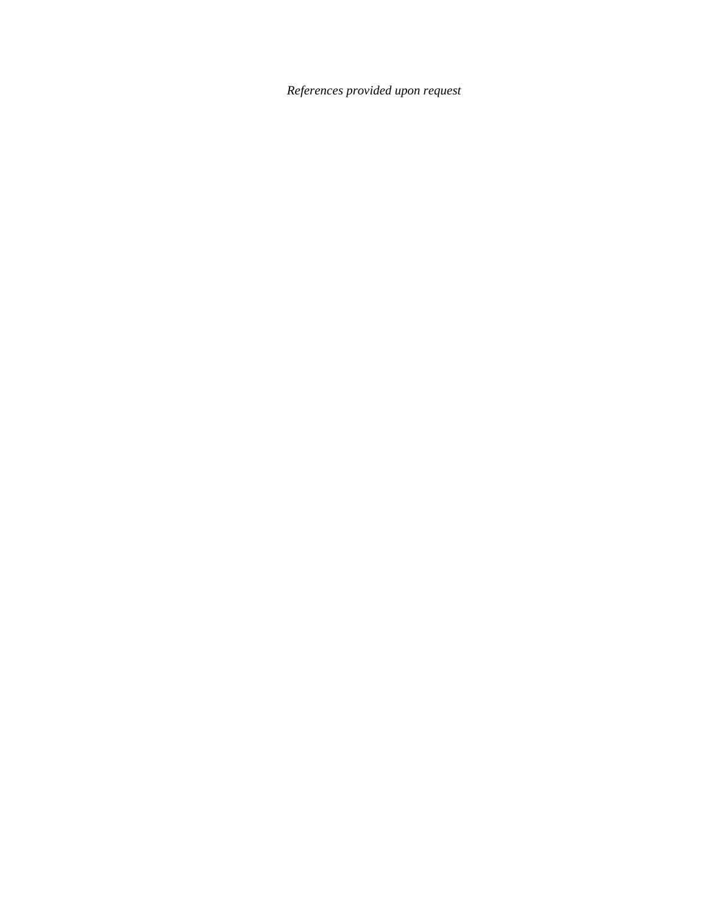*References provided upon request*